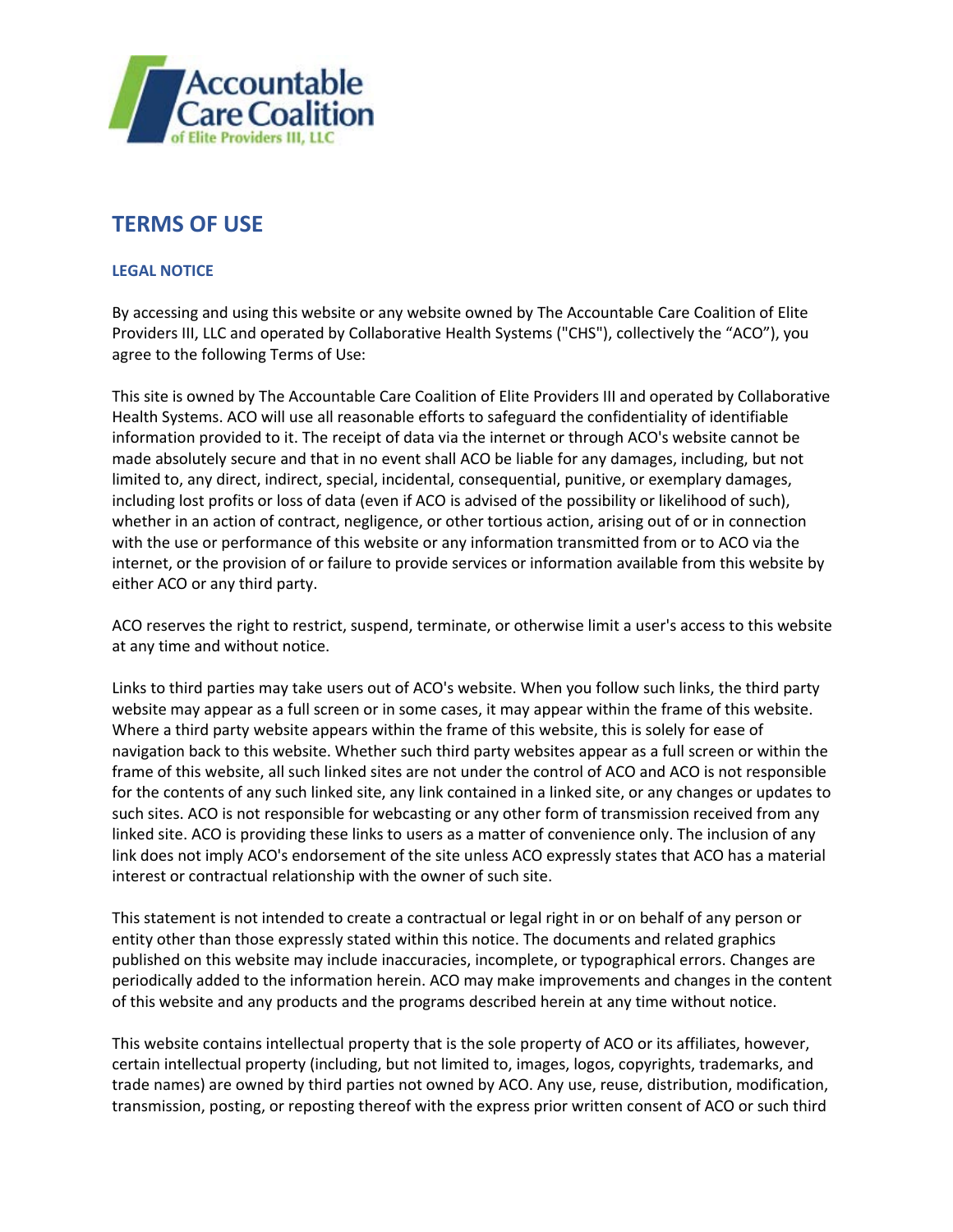# TERMS OF USE

## LEGAL NOTICE

By accessing and using this website or any website owned by The Accountable Care Coalition of Elite Providers III, LLC and operated by Collaborative Health Systems ("CHS"), collectively the "ACO"), you agree to the following Terms of Use:

This site is owned by The Accountable Care Coalition of Elite Providers III and operated by Collaborative Health Systems. ACO will use all reasonable efforts to safeguard the confidentiality of identifiable information provided to it. The receipt of data via the internet or through ACO's website cannot be made absolutely secure and that in no event shall ACO be liable for any damages, including, but not limited to, any direct, indirect, special, incidental, consequential, punitive, or exemplary damages, including lost profits or loss of data (even if ACO is advised of the possibility or likelihood of such), whether in an action of contract, negligence, or other tortious action, arising out of or in connection with the use or performance of this website or any information transmitted from or to ACO via the internet, or the provision of or failure to provide services or information available from this website by either ACO or any third party.

ACO reserves the right to restrict, suspend, terminate, or otherwise limit a user's access to this website at any time and without notice.

Links to third parties may take users out of ACO's website. When you follow such links, the third party website may appear as a full screen or in some cases, it may appear within the frame of this website. Where a third party website appears within the frame of this website, this is solely for ease of navigation back to this website. Whether such third party websites appear as a full screen or within the frame of this website, all such linked sites are not under the control of ACO and ACO is not responsible for the contents of any such linked site, any link contained in a linked site, or any changes or updates to such sites. ACO is not responsible for webcasting or any other form of transmission received from any linked site. ACO is providing these links to users as a matter of convenience only. The inclusion of any link does not imply ACO's endorsement of the site unless ACO expressly states that ACO has a material interest or contractual relationship with the owner of such site.

This statement is not intended to create a contractual or legal right in or on behalf of any person or entity other than those expressly stated within this notice. The documents and related graphics published on this website may include inaccuracies, incomplete, or typographical errors. Changes are periodically added to the information herein. ACO may make improvements and changes in the content of this website and any products and the programs described herein at any time without notice.

This website contains intellectual property that is the sole property of ACO or its affiliates, however, certain intellectual property (including, but not limited to, images, logos, copyrights, trademarks, and trade names) are owned by third parties not owned by ACO. Any use, reuse, distribution, modification, transmission, posting, or reposting thereof with the express prior written consent of ACO or such third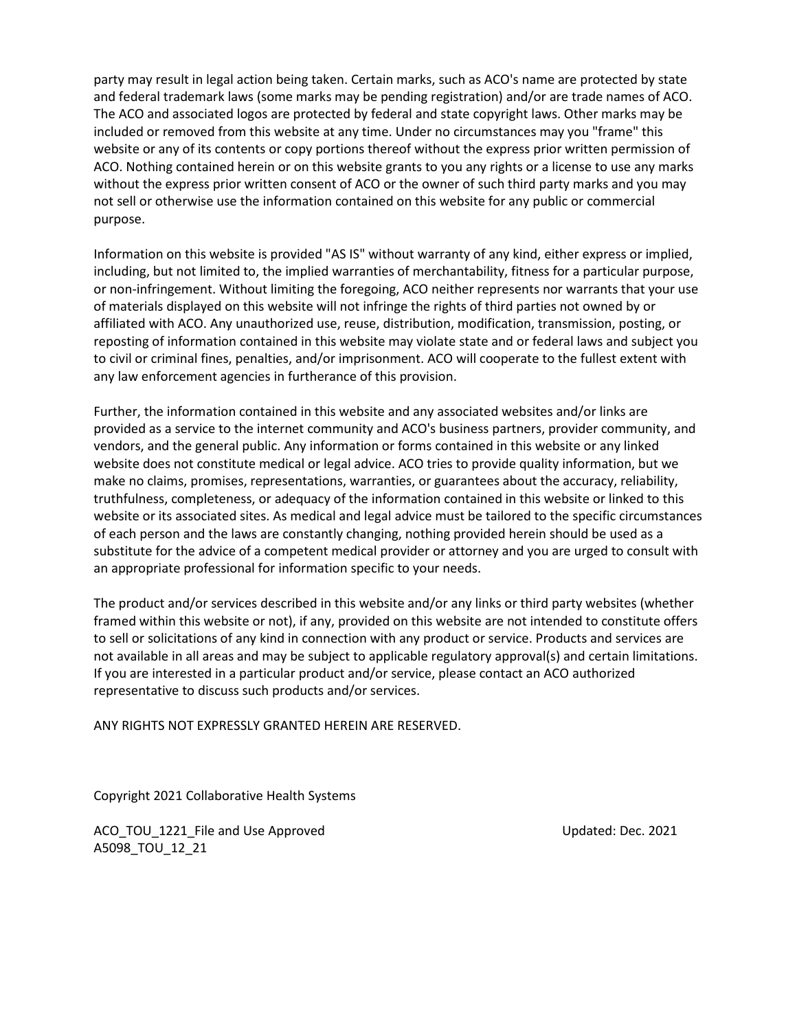party may result in legal action being taken. Certain marks, such as ACO's name are protected by state and federal trademark laws (some marks may be pending registration) and/or are trade names of ACO. The ACO and associated logos are protected by federal and state copyright laws. Other marks may be included or removed from this website at any time. Under no circumstances may you "frame" this website or any of its contents or copy portions thereof without the express prior written permission of ACO. Nothing contained herein or on this website grants to you any rights or a license to use any marks without the express prior written consent of ACO or the owner of such third party marks and you may not sell or otherwise use the information contained on this website for any public or commercial purpose.

Information on this website is provided "AS IS" without warranty of any kind, either express or implied, including, but not limited to, the implied warranties of merchantability, fitness for a particular purpose, or non-infringement. Without limiting the foregoing, ACO neither represents nor warrants that your use of materials displayed on this website will not infringe the rights of third parties not owned by or affiliated with ACO. Any unauthorized use, reuse, distribution, modification, transmission, posting, or reposting of information contained in this website may violate state and or federal laws and subject you to civil or criminal fines, penalties, and/or imprisonment. ACO will cooperate to the fullest extent with any law enforcement agencies in furtherance of this provision.

Further, the information contained in this website and any associated websites and/or links are provided as a service to the internet community and ACO's business partners, provider community, and vendors, and the general public. Any information or forms contained in this website or any linked website does not constitute medical or legal advice. ACO tries to provide quality information, but we make no claims, promises, representations, warranties, or guarantees about the accuracy, reliability, truthfulness, completeness, or adequacy of the information contained in this website or linked to this website or its associated sites. As medical and legal advice must be tailored to the specific circumstances of each person and the laws are constantly changing, nothing provided herein should be used as a substitute for the advice of a competent medical provider or attorney and you are urged to consult with an appropriate professional for information specific to your needs.

The product and/or services described in this website and/or any links or third party websites (whether framed within this website or not), if any, provided on this website are not intended to constitute offers to sell or solicitations of any kind in connection with any product or service. Products and services are not available in all areas and may be subject to applicable regulatory approval(s) and certain limitations. If you are interested in a particular product and/or service, please contact an ACO authorized representative to discuss such products and/or services.

ANY RIGHTS NOT EXPRESSLY GRANTED HEREIN ARE RESERVED.

Copyright 2021 Collaborative Health Systems

ACO_TOU_1221_File and Use Approved Updated: Dec. 2021
A5098_TOU_12_21